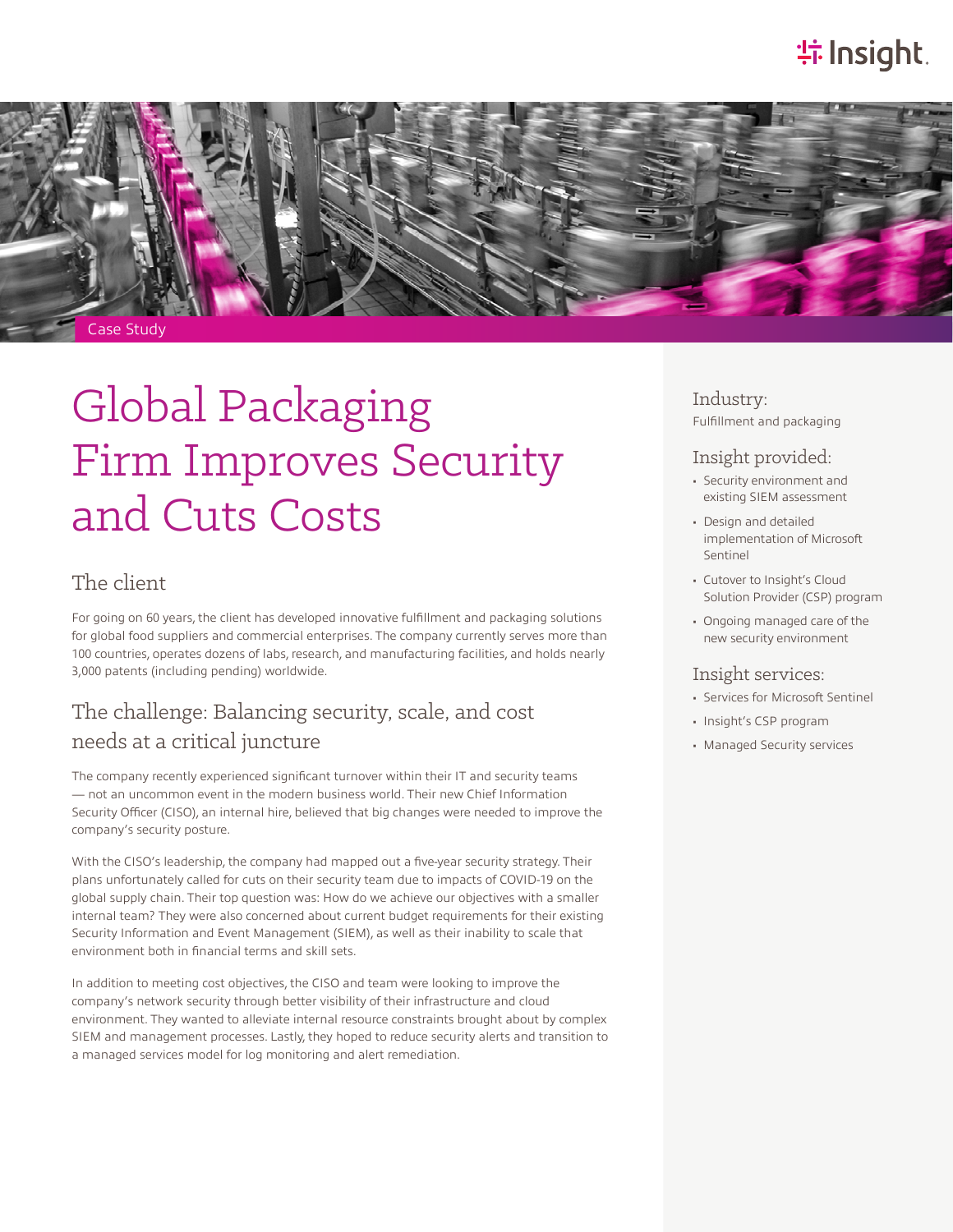Case Study

# Global Packaging Firm Improves Security and Cuts Costs

## The client

For going on 60 years, the client has developed innovative fulfillment and packaging solutions for global food suppliers and commercial enterprises. The company currently serves more than 100 countries, operates dozens of labs, research, and manufacturing facilities, and holds nearly 3,000 patents (including pending) worldwide.

## The challenge: Balancing security, scale, and cost needs at a critical juncture

The company recently experienced significant turnover within their IT and security teams — not an uncommon event in the modern business world. Their new Chief Information Security Officer (CISO), an internal hire, believed that big changes were needed to improve the company's security posture.

With the CISO's leadership, the company had mapped out a five-year security strategy. Their plans unfortunately called for cuts on their security team due to impacts of COVID-19 on the global supply chain. Their top question was: How do we achieve our objectives with a smaller internal team? They were also concerned about current budget requirements for their existing Security Information and Event Management (SIEM), as well as their inability to scale that environment both in financial terms and skill sets.

In addition to meeting cost objectives, the CISO and team were looking to improve the company's network security through better visibility of their infrastructure and cloud environment. They wanted to alleviate internal resource constraints brought about by complex SIEM and management processes. Lastly, they hoped to reduce security alerts and transition to a managed services model for log monitoring and alert remediation.

### Industry:

Fulfillment and packaging

### Insight provided:

- Security environment and existing SIEM assessment
- Design and detailed implementation of Microsoft Sentinel
- Cutover to Insight's Cloud Solution Provider (CSP) program
- Ongoing managed care of the new security environment

### Insight services:

- Services for Microsoft Sentinel
- Insight's CSP program
- Managed Security services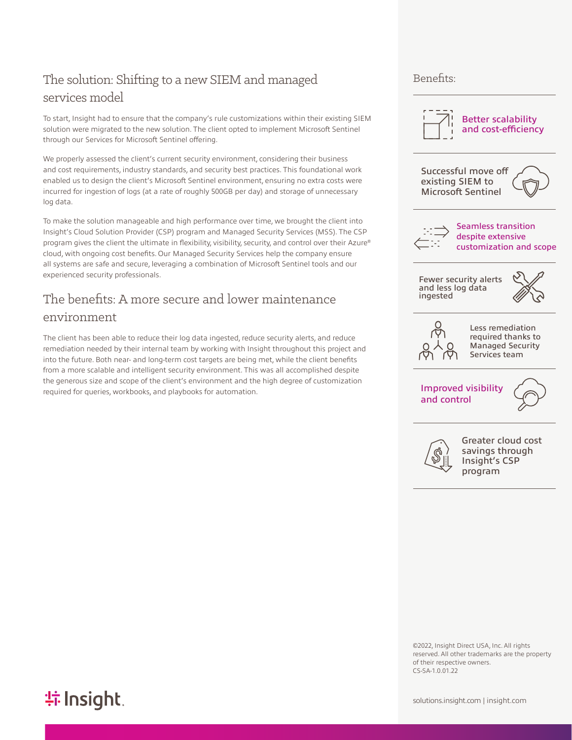## The solution: Shifting to a new SIEM and managed services model

To start, Insight had to ensure that the company's rule customizations within their existing SIEM solution were migrated to the new solution. The client opted to implement Microsoft Sentinel through our Services for Microsoft Sentinel offering.

We properly assessed the client's current security environment, considering their business and cost requirements, industry standards, and security best practices. This foundational work enabled us to design the client's Microsoft Sentinel environment, ensuring no extra costs were incurred for ingestion of logs (at a rate of roughly 500GB per day) and storage of unnecessary log data.

To make the solution manageable and high performance over time, we brought the client into Insight's Cloud Solution Provider (CSP) program and Managed Security Services (MSS). The CSP program gives the client the ultimate in flexibility, visibility, security, and control over their Azure® cloud, with ongoing cost benefits. Our Managed Security Services help the company ensure all systems are safe and secure, leveraging a combination of Microsoft Sentinel tools and our experienced security professionals.

## The benefits: A more secure and lower maintenance environment

The client has been able to reduce their log data ingested, reduce security alerts, and reduce remediation needed by their internal team by working with Insight throughout this project and into the future. Both near- and long-term cost targets are being met, while the client benefits from a more scalable and intelligent security environment. This was all accomplished despite the generous size and scope of the client's environment and the high degree of customization required for queries, workbooks, and playbooks for automation.

### Benefits:

- Better scalability and cost-efficiency
- Successful move off existing SIEM to Microsoft Sentinel
- Seamless transition despite extensive customization and scope
- Fewer security alerts and less log data ingested
- Less remediation required thanks to Managed Security Services team
- Improved visibility and control
- Greater cloud cost savings through Insight's CSP program

©2022, Insight Direct USA, Inc. All rights reserved. All other trademarks are the property of their respective owners.
CS-SA-1.0.01.22

Insight.

solutions.insight.com | insight.com